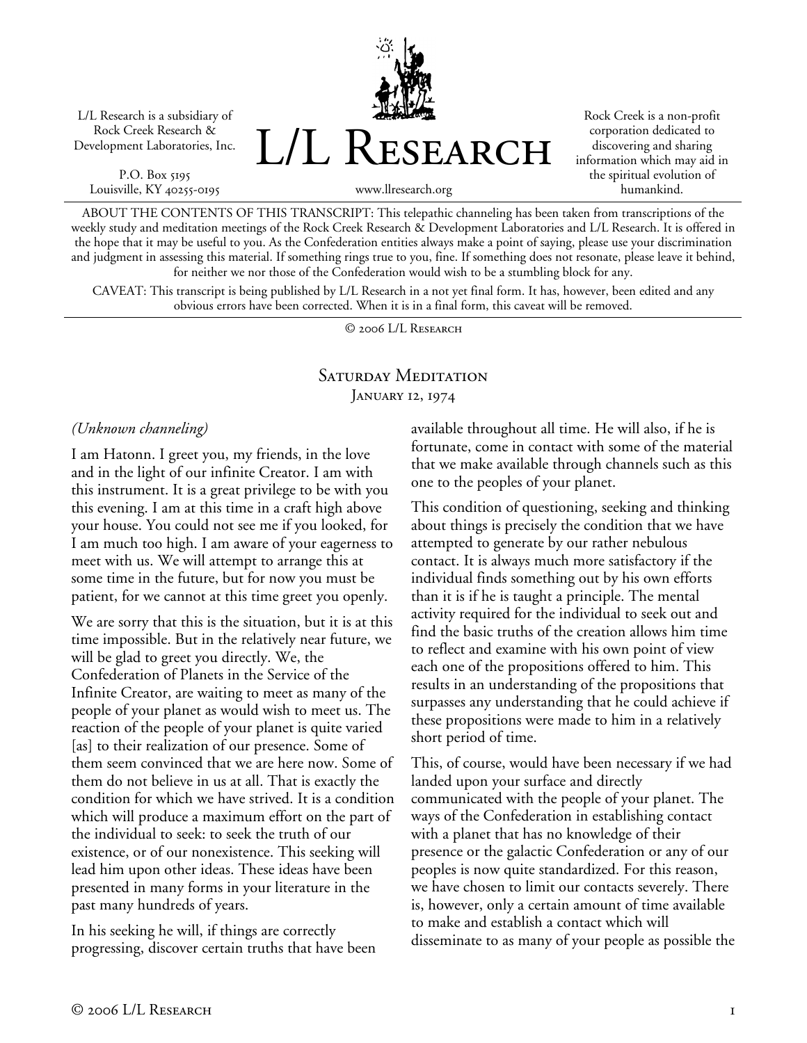L/L Research is a subsidiary of Rock Creek Research & Development Laboratories, Inc.

P.O. Box 5195
Louisville, KY 40255-0195

# L/L Research

www.llresearch.org

Rock Creek is a non-profit corporation dedicated to discovering and sharing information which may aid in the spiritual evolution of humankind.

ABOUT THE CONTENTS OF THIS TRANSCRIPT: This telepathic channeling has been taken from transcriptions of the weekly study and meditation meetings of the Rock Creek Research & Development Laboratories and L/L Research. It is offered in the hope that it may be useful to you. As the Confederation entities always make a point of saying, please use your discrimination and judgment in assessing this material. If something rings true to you, fine. If something does not resonate, please leave it behind, for neither we nor those of the Confederation would wish to be a stumbling block for any.

CAVEAT: This transcript is being published by L/L Research in a not yet final form. It has, however, been edited and any obvious errors have been corrected. When it is in a final form, this caveat will be removed.

© 2006 L/L Research

## Saturday Meditation
### January 12, 1974

*(Unknown channeling)*

I am Hatonn. I greet you, my friends, in the love and in the light of our infinite Creator. I am with this instrument. It is a great privilege to be with you this evening. I am at this time in a craft high above your house. You could not see me if you looked, for I am much too high. I am aware of your eagerness to meet with us. We will attempt to arrange this at some time in the future, but for now you must be patient, for we cannot at this time greet you openly.

We are sorry that this is the situation, but it is at this time impossible. But in the relatively near future, we will be glad to greet you directly. We, the Confederation of Planets in the Service of the Infinite Creator, are waiting to meet as many of the people of your planet as would wish to meet us. The reaction of the people of your planet is quite varied [as] to their realization of our presence. Some of them seem convinced that we are here now. Some of them do not believe in us at all. That is exactly the condition for which we have strived. It is a condition which will produce a maximum effort on the part of the individual to seek: to seek the truth of our existence, or of our nonexistence. This seeking will lead him upon other ideas. These ideas have been presented in many forms in your literature in the past many hundreds of years.

In his seeking he will, if things are correctly progressing, discover certain truths that have been available throughout all time. He will also, if he is fortunate, come in contact with some of the material that we make available through channels such as this one to the peoples of your planet.

This condition of questioning, seeking and thinking about things is precisely the condition that we have attempted to generate by our rather nebulous contact. It is always much more satisfactory if the individual finds something out by his own efforts than it is if he is taught a principle. The mental activity required for the individual to seek out and find the basic truths of the creation allows him time to reflect and examine with his own point of view each one of the propositions offered to him. This results in an understanding of the propositions that surpasses any understanding that he could achieve if these propositions were made to him in a relatively short period of time.

This, of course, would have been necessary if we had landed upon your surface and directly communicated with the people of your planet. The ways of the Confederation in establishing contact with a planet that has no knowledge of their presence or the galactic Confederation or any of our peoples is now quite standardized. For this reason, we have chosen to limit our contacts severely. There is, however, only a certain amount of time available to make and establish a contact which will disseminate to as many of your people as possible the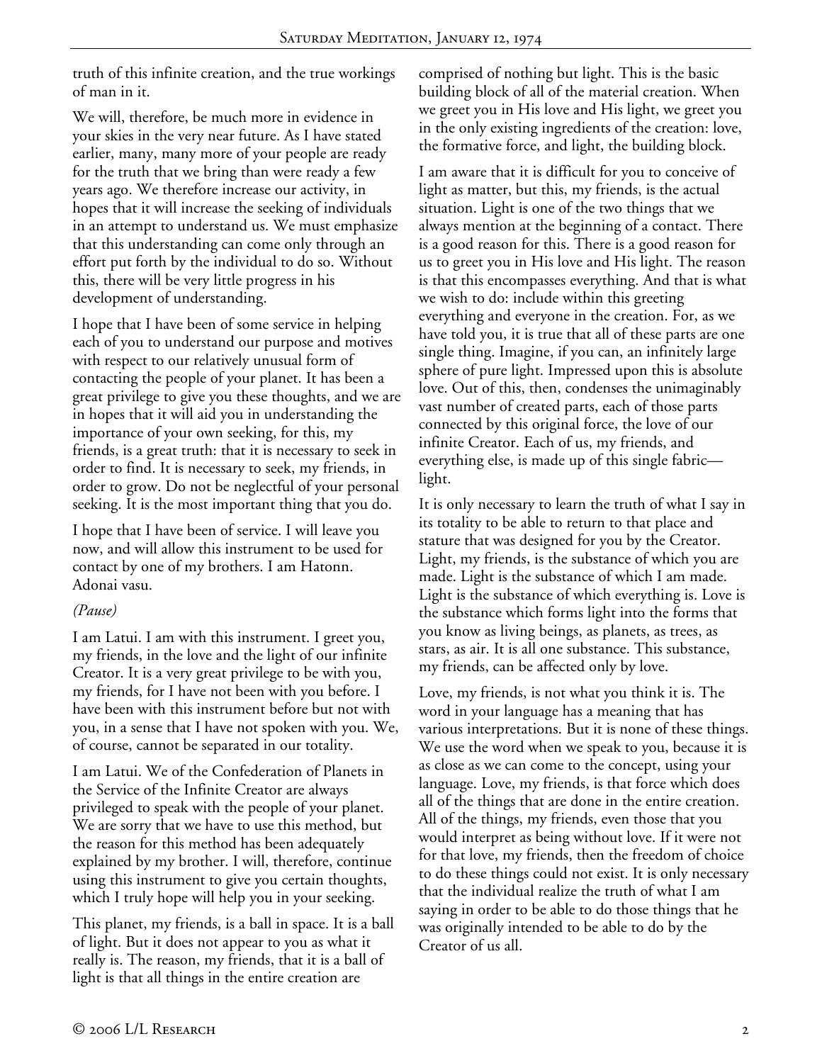truth of this infinite creation, and the true workings of man in it.

We will, therefore, be much more in evidence in your skies in the very near future. As I have stated earlier, many, many more of your people are ready for the truth that we bring than were ready a few years ago. We therefore increase our activity, in hopes that it will increase the seeking of individuals in an attempt to understand us. We must emphasize that this understanding can come only through an effort put forth by the individual to do so. Without this, there will be very little progress in his development of understanding.

I hope that I have been of some service in helping each of you to understand our purpose and motives with respect to our relatively unusual form of contacting the people of your planet. It has been a great privilege to give you these thoughts, and we are in hopes that it will aid you in understanding the importance of your own seeking, for this, my friends, is a great truth: that it is necessary to seek in order to find. It is necessary to seek, my friends, in order to grow. Do not be neglectful of your personal seeking. It is the most important thing that you do.

I hope that I have been of service. I will leave you now, and will allow this instrument to be used for contact by one of my brothers. I am Hatonn. Adonai vasu.

*(Pause)*

I am Latui. I am with this instrument. I greet you, my friends, in the love and the light of our infinite Creator. It is a very great privilege to be with you, my friends, for I have not been with you before. I have been with this instrument before but not with you, in a sense that I have not spoken with you. We, of course, cannot be separated in our totality.

I am Latui. We of the Confederation of Planets in the Service of the Infinite Creator are always privileged to speak with the people of your planet. We are sorry that we have to use this method, but the reason for this method has been adequately explained by my brother. I will, therefore, continue using this instrument to give you certain thoughts, which I truly hope will help you in your seeking.

This planet, my friends, is a ball in space. It is a ball of light. But it does not appear to you as what it really is. The reason, my friends, that it is a ball of light is that all things in the entire creation are comprised of nothing but light. This is the basic building block of all of the material creation. When we greet you in His love and His light, we greet you in the only existing ingredients of the creation: love, the formative force, and light, the building block.

I am aware that it is difficult for you to conceive of light as matter, but this, my friends, is the actual situation. Light is one of the two things that we always mention at the beginning of a contact. There is a good reason for this. There is a good reason for us to greet you in His love and His light. The reason is that this encompasses everything. And that is what we wish to do: include within this greeting everything and everyone in the creation. For, as we have told you, it is true that all of these parts are one single thing. Imagine, if you can, an infinitely large sphere of pure light. Impressed upon this is absolute love. Out of this, then, condenses the unimaginably vast number of created parts, each of those parts connected by this original force, the love of our infinite Creator. Each of us, my friends, and everything else, is made up of this single fabric—light.

It is only necessary to learn the truth of what I say in its totality to be able to return to that place and stature that was designed for you by the Creator. Light, my friends, is the substance of which you are made. Light is the substance of which I am made. Light is the substance of which everything is. Love is the substance which forms light into the forms that you know as living beings, as planets, as trees, as stars, as air. It is all one substance. This substance, my friends, can be affected only by love.

Love, my friends, is not what you think it is. The word in your language has a meaning that has various interpretations. But it is none of these things. We use the word when we speak to you, because it is as close as we can come to the concept, using your language. Love, my friends, is that force which does all of the things that are done in the entire creation. All of the things, my friends, even those that you would interpret as being without love. If it were not for that love, my friends, then the freedom of choice to do these things could not exist. It is only necessary that the individual realize the truth of what I am saying in order to be able to do those things that he was originally intended to be able to do by the Creator of us all.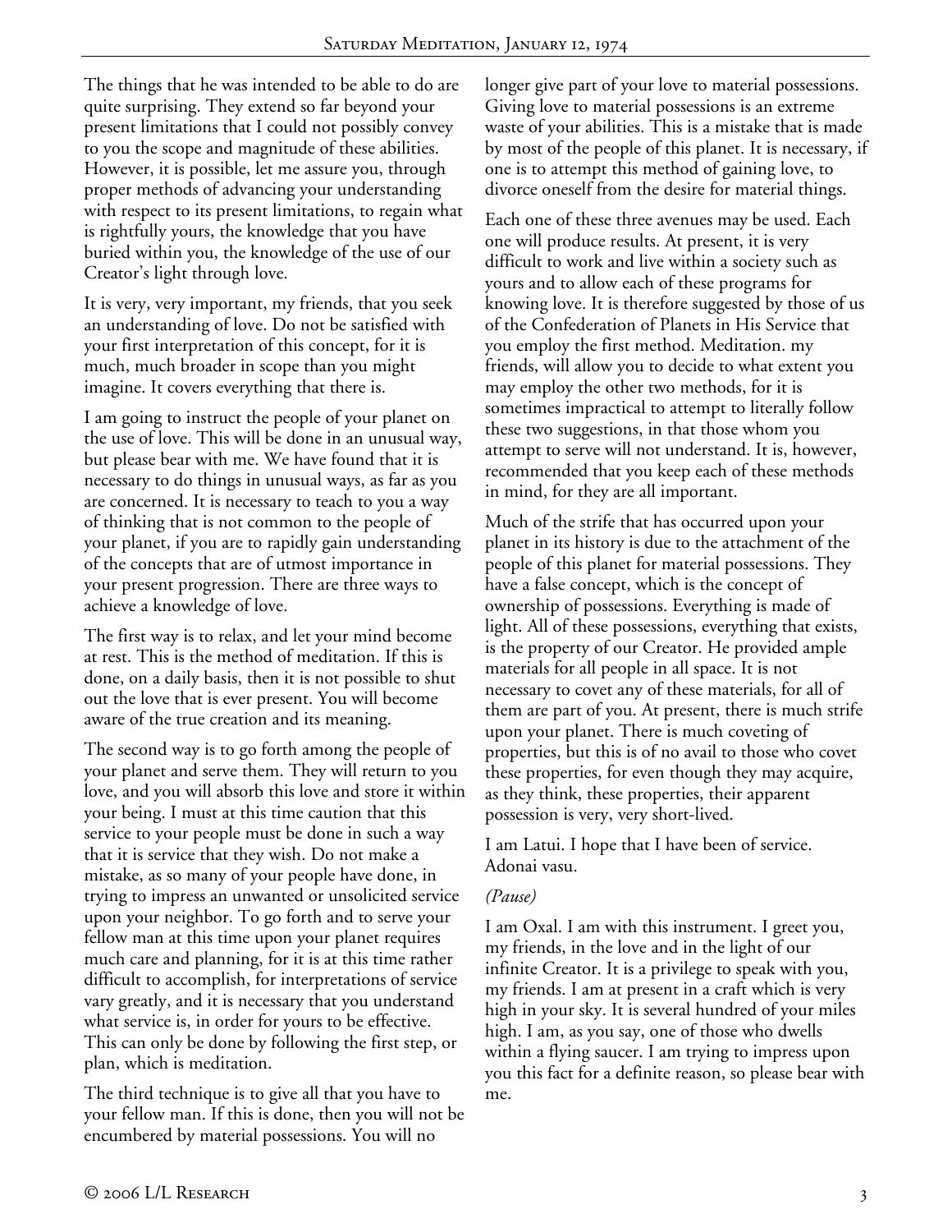The things that he was intended to be able to do are quite surprising. They extend so far beyond your present limitations that I could not possibly convey to you the scope and magnitude of these abilities. However, it is possible, let me assure you, through proper methods of advancing your understanding with respect to its present limitations, to regain what is rightfully yours, the knowledge that you have buried within you, the knowledge of the use of our Creator's light through love.

It is very, very important, my friends, that you seek an understanding of love. Do not be satisfied with your first interpretation of this concept, for it is much, much broader in scope than you might imagine. It covers everything that there is.

I am going to instruct the people of your planet on the use of love. This will be done in an unusual way, but please bear with me. We have found that it is necessary to do things in unusual ways, as far as you are concerned. It is necessary to teach to you a way of thinking that is not common to the people of your planet, if you are to rapidly gain understanding of the concepts that are of utmost importance in your present progression. There are three ways to achieve a knowledge of love.

The first way is to relax, and let your mind become at rest. This is the method of meditation. If this is done, on a daily basis, then it is not possible to shut out the love that is ever present. You will become aware of the true creation and its meaning.

The second way is to go forth among the people of your planet and serve them. They will return to you love, and you will absorb this love and store it within your being. I must at this time caution that this service to your people must be done in such a way that it is service that they wish. Do not make a mistake, as so many of your people have done, in trying to impress an unwanted or unsolicited service upon your neighbor. To go forth and to serve your fellow man at this time upon your planet requires much care and planning, for it is at this time rather difficult to accomplish, for interpretations of service vary greatly, and it is necessary that you understand what service is, in order for yours to be effective. This can only be done by following the first step, or plan, which is meditation.

The third technique is to give all that you have to your fellow man. If this is done, then you will not be encumbered by material possessions. You will no longer give part of your love to material possessions. Giving love to material possessions is an extreme waste of your abilities. This is a mistake that is made by most of the people of this planet. It is necessary, if one is to attempt this method of gaining love, to divorce oneself from the desire for material things.

Each one of these three avenues may be used. Each one will produce results. At present, it is very difficult to work and live within a society such as yours and to allow each of these programs for knowing love. It is therefore suggested by those of us of the Confederation of Planets in His Service that you employ the first method. Meditation. my friends, will allow you to decide to what extent you may employ the other two methods, for it is sometimes impractical to attempt to literally follow these two suggestions, in that those whom you attempt to serve will not understand. It is, however, recommended that you keep each of these methods in mind, for they are all important.

Much of the strife that has occurred upon your planet in its history is due to the attachment of the people of this planet for material possessions. They have a false concept, which is the concept of ownership of possessions. Everything is made of light. All of these possessions, everything that exists, is the property of our Creator. He provided ample materials for all people in all space. It is not necessary to covet any of these materials, for all of them are part of you. At present, there is much strife upon your planet. There is much coveting of properties, but this is of no avail to those who covet these properties, for even though they may acquire, as they think, these properties, their apparent possession is very, very short-lived.

I am Latui. I hope that I have been of service. Adonai vasu.

*(Pause)*

I am Oxal. I am with this instrument. I greet you, my friends, in the love and in the light of our infinite Creator. It is a privilege to speak with you, my friends. I am at present in a craft which is very high in your sky. It is several hundred of your miles high. I am, as you say, one of those who dwells within a flying saucer. I am trying to impress upon you this fact for a definite reason, so please bear with me.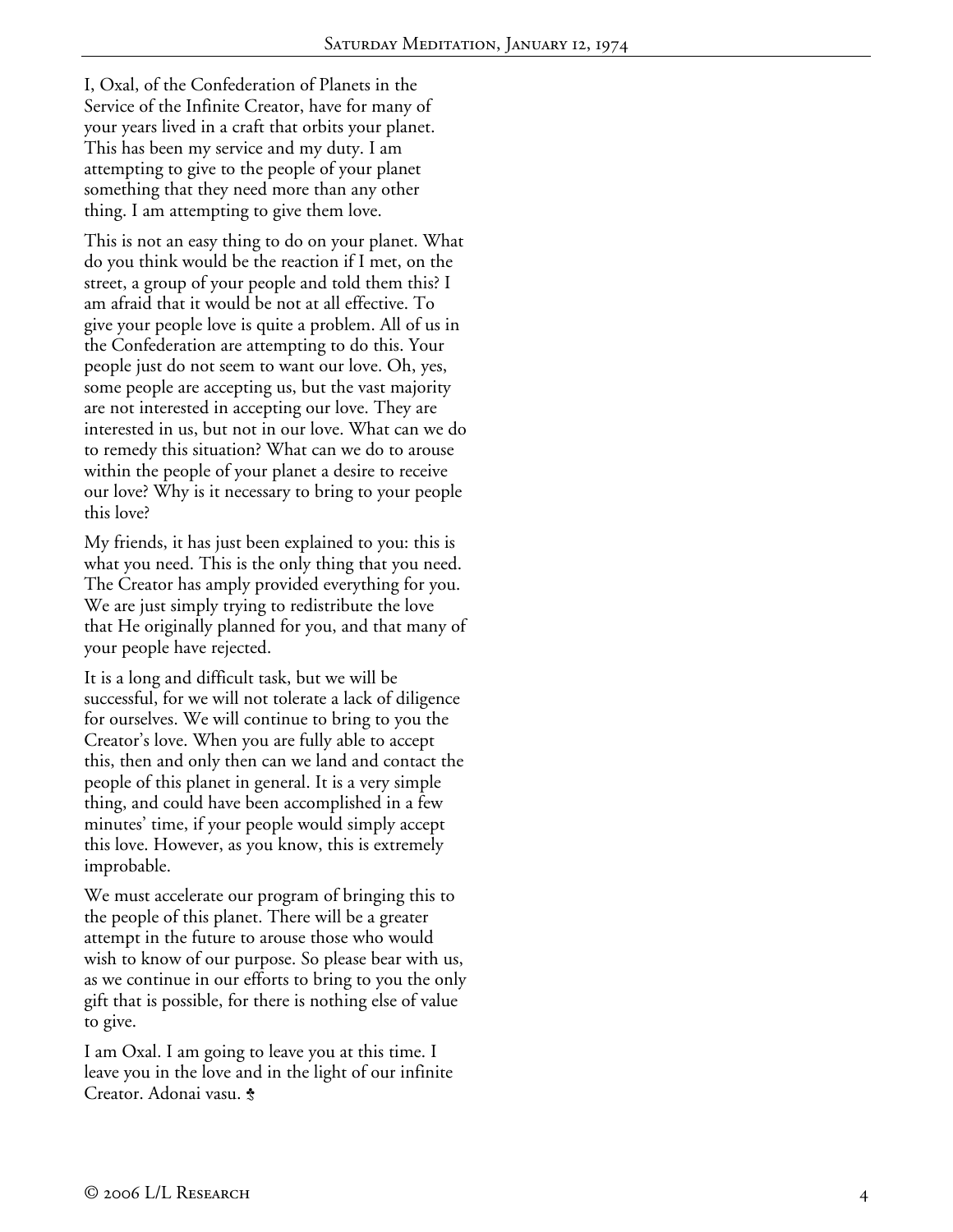I, Oxal, of the Confederation of Planets in the Service of the Infinite Creator, have for many of your years lived in a craft that orbits your planet. This has been my service and my duty. I am attempting to give to the people of your planet something that they need more than any other thing. I am attempting to give them love.

This is not an easy thing to do on your planet. What do you think would be the reaction if I met, on the street, a group of your people and told them this? I am afraid that it would be not at all effective. To give your people love is quite a problem. All of us in the Confederation are attempting to do this. Your people just do not seem to want our love. Oh, yes, some people are accepting us, but the vast majority are not interested in accepting our love. They are interested in us, but not in our love. What can we do to remedy this situation? What can we do to arouse within the people of your planet a desire to receive our love? Why is it necessary to bring to your people this love?

My friends, it has just been explained to you: this is what you need. This is the only thing that you need. The Creator has amply provided everything for you. We are just simply trying to redistribute the love that He originally planned for you, and that many of your people have rejected.

It is a long and difficult task, but we will be successful, for we will not tolerate a lack of diligence for ourselves. We will continue to bring to you the Creator's love. When you are fully able to accept this, then and only then can we land and contact the people of this planet in general. It is a very simple thing, and could have been accomplished in a few minutes' time, if your people would simply accept this love. However, as you know, this is extremely improbable.

We must accelerate our program of bringing this to the people of this planet. There will be a greater attempt in the future to arouse those who would wish to know of our purpose. So please bear with us, as we continue in our efforts to bring to you the only gift that is possible, for there is nothing else of value to give.

I am Oxal. I am going to leave you at this time. I leave you in the love and in the light of our infinite Creator. Adonai vasu.